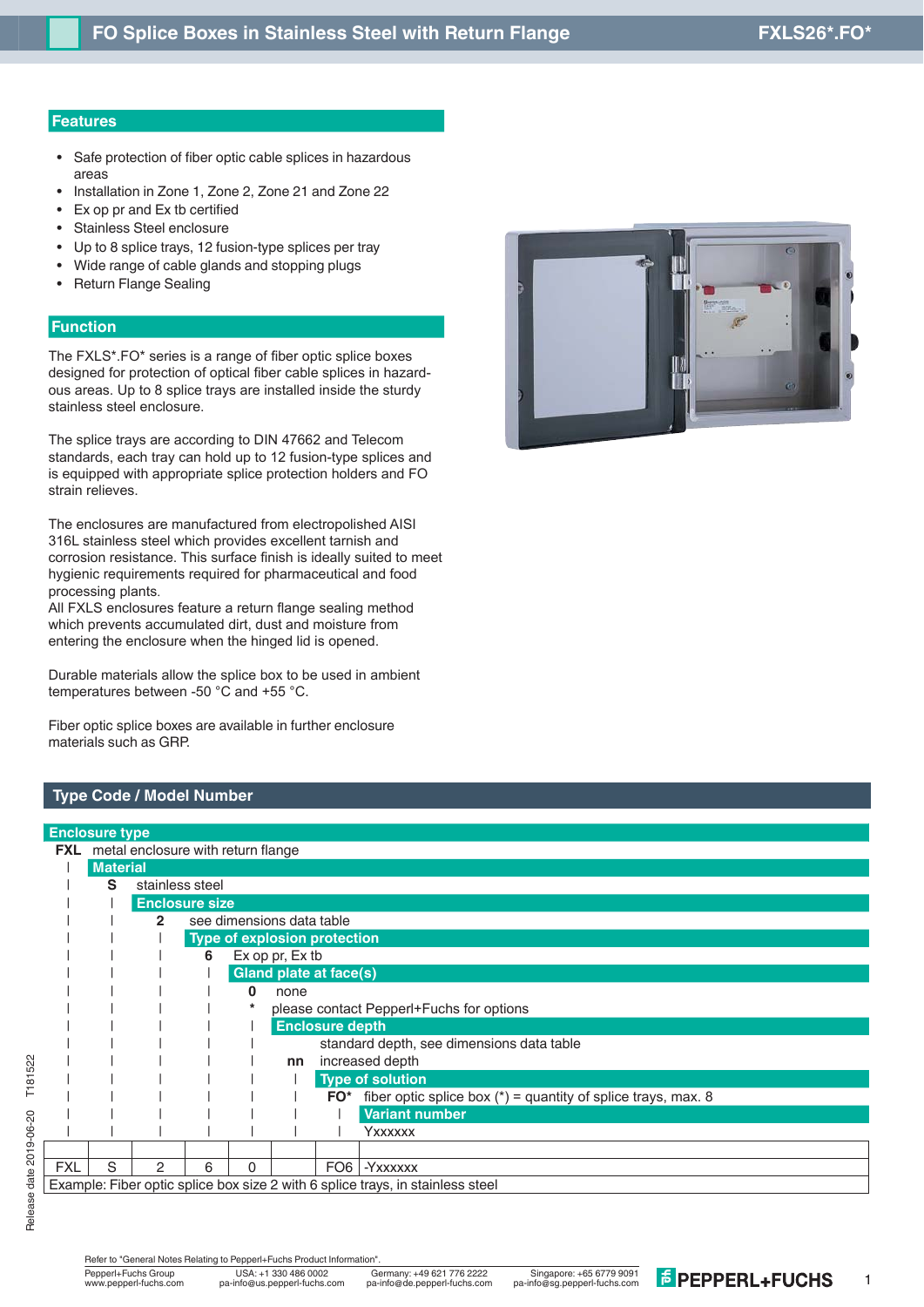# FO Splice Boxes in Stainless Steel with Return Flange

**FXLS26*.FO***

## Features

- Safe protection of fiber optic cable splices in hazardous areas
- Installation in Zone 1, Zone 2, Zone 21 and Zone 22
- Ex op pr and Ex tb certified
- Stainless Steel enclosure
- Up to 8 splice trays, 12 fusion-type splices per tray
- Wide range of cable glands and stopping plugs
- Return Flange Sealing

## Function

The FXLS*.FO* series is a range of fiber optic splice boxes designed for protection of optical fiber cable splices in hazardous areas. Up to 8 splice trays are installed inside the sturdy stainless steel enclosure.

The splice trays are according to DIN 47662 and Telecom standards, each tray can hold up to 12 fusion-type splices and is equipped with appropriate splice protection holders and FO strain relieves.

The enclosures are manufactured from electropolished AISI 316L stainless steel which provides excellent tarnish and corrosion resistance. This surface finish is ideally suited to meet hygienic requirements required for pharmaceutical and food processing plants.
All FXLS enclosures feature a return flange sealing method which prevents accumulated dirt, dust and moisture from entering the enclosure when the hinged lid is opened.

Durable materials allow the splice box to be used in ambient temperatures between -50 °C and +55 °C.

Fiber optic splice boxes are available in further enclosure materials such as GRP.

## Type Code / Model Number

**Enclosure type**
- **FXL** metal enclosure with return flange

**Material**
- **S** stainless steel

**Enclosure size**
- **2** see dimensions data table

**Type of explosion protection**
- **6** Ex op pr, Ex tb

**Gland plate at face(s)**
- **0** none
- **\*** please contact Pepperl+Fuchs for options

**Enclosure depth**
- (blank) standard depth, see dimensions data table
- **nn** increased depth

**Type of solution**
- **FO\*** fiber optic splice box (*) = quantity of splice trays, max. 8

**Variant number**
- Yxxxxxx

| | | | | | | | |
|---|---|---|---|---|---|---|---|
| FXL | S | 2 | 6 | 0 | | FO6 | -Yxxxxxx |

Example: Fiber optic splice box size 2 with 6 splice trays, in stainless steel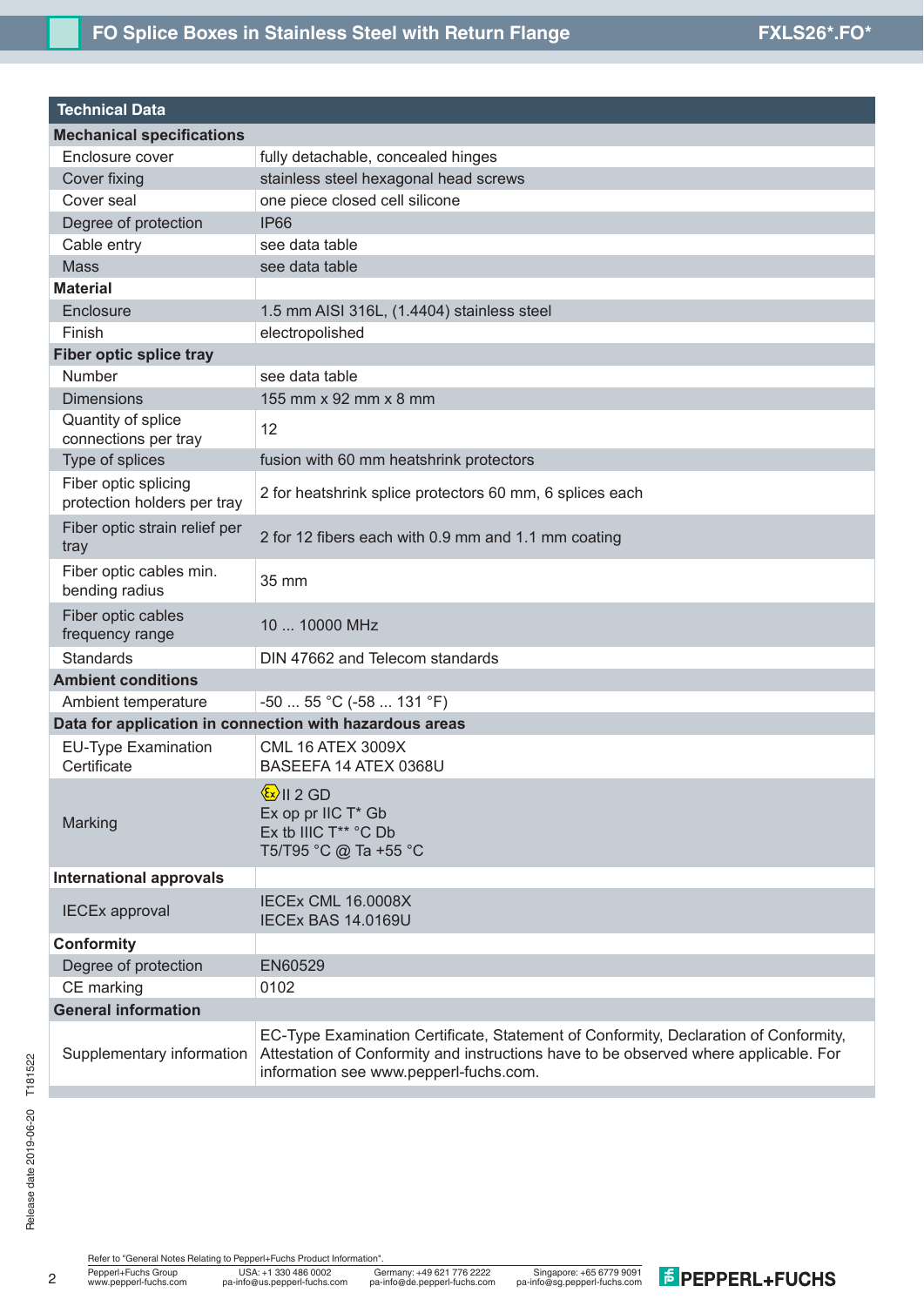## Technical Data

| | |
|---|---|
| **Mechanical specifications** | |
| Enclosure cover | fully detachable, concealed hinges |
| Cover fixing | stainless steel hexagonal head screws |
| Cover seal | one piece closed cell silicone |
| Degree of protection | IP66 |
| Cable entry | see data table |
| Mass | see data table |
| **Material** | |
| Enclosure | 1.5 mm AISI 316L, (1.4404) stainless steel |
| Finish | electropolished |
| **Fiber optic splice tray** | |
| Number | see data table |
| Dimensions | 155 mm x 92 mm x 8 mm |
| Quantity of splice connections per tray | 12 |
| Type of splices | fusion with 60 mm heatshrink protectors |
| Fiber optic splicing protection holders per tray | 2 for heatshrink splice protectors 60 mm, 6 splices each |
| Fiber optic strain relief per tray | 2 for 12 fibers each with 0.9 mm and 1.1 mm coating |
| Fiber optic cables min. bending radius | 35 mm |
| Fiber optic cables frequency range | 10 ... 10000 MHz |
| Standards | DIN 47662 and Telecom standards |
| **Ambient conditions** | |
| Ambient temperature | -50 ... 55 °C (-58 ... 131 °F) |
| **Data for application in connection with hazardous areas** | |
| EU-Type Examination Certificate | CML 16 ATEX 3009X<br>BASEEFA 14 ATEX 0368U |
| Marking | Ex II 2 GD<br>Ex op pr IIC T* Gb<br>Ex tb IIIC T** °C Db<br>T5/T95 °C @ Ta +55 °C |
| **International approvals** | |
| IECEx approval | IECEx CML 16.0008X<br>IECEx BAS 14.0169U |
| **Conformity** | |
| Degree of protection | EN60529 |
| CE marking | 0102 |
| **General information** | |
| Supplementary information | EC-Type Examination Certificate, Statement of Conformity, Declaration of Conformity, Attestation of Conformity and instructions have to be observed where applicable. For information see www.pepperl-fuchs.com. |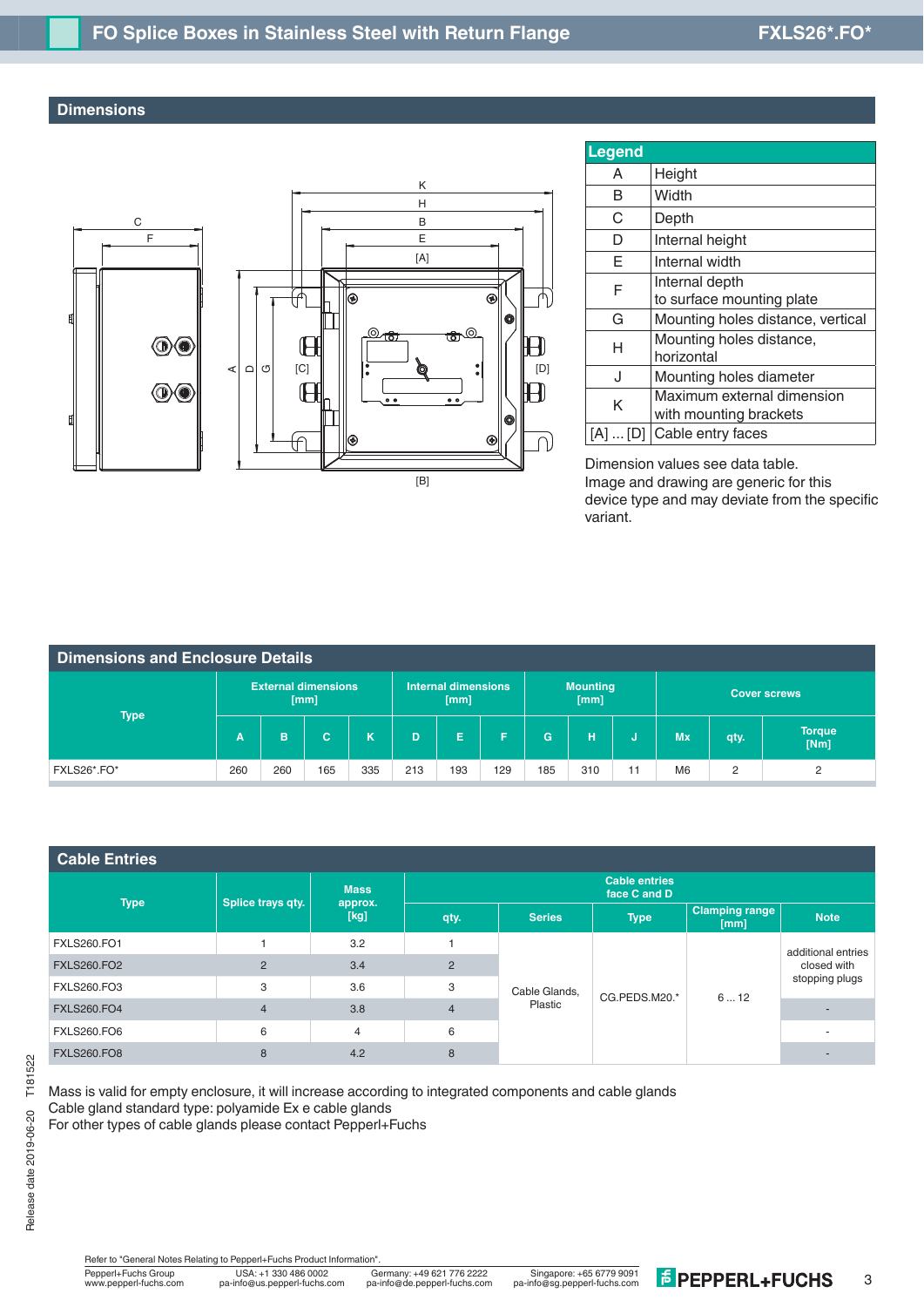## Dimensions

| Legend | |
|---|---|
| A | Height |
| B | Width |
| C | Depth |
| D | Internal height |
| E | Internal width |
| F | Internal depth to surface mounting plate |
| G | Mounting holes distance, vertical |
| H | Mounting holes distance, horizontal |
| J | Mounting holes diameter |
| K | Maximum external dimension with mounting brackets |
| [A] ... [D] | Cable entry faces |

Dimension values see data table.
Image and drawing are generic for this device type and may deviate from the specific variant.

## Dimensions and Enclosure Details

| Type | External dimensions [mm] | | | | Internal dimensions [mm] | | | Mounting [mm] | | | Cover screws | | |
|---|---|---|---|---|---|---|---|---|---|---|---|---|---|
| | A | B | C | K | D | E | F | G | H | J | Mx | qty. | Torque [Nm] |
| FXLS26*.FO* | 260 | 260 | 165 | 335 | 213 | 193 | 129 | 185 | 310 | 11 | M6 | 2 | 2 |

## Cable Entries

| Type | Splice trays qty. | Mass approx. [kg] | Cable entries face C and D | | | | |
|---|---|---|---|---|---|---|---|
| | | | qty. | Series | Type | Clamping range [mm] | Note |
| FXLS260.FO1 | 1 | 3.2 | 1 | Cable Glands, Plastic | CG.PEDS.M20.* | 6 ... 12 | additional entries closed with stopping plugs |
| FXLS260.FO2 | 2 | 3.4 | 2 | | | | |
| FXLS260.FO3 | 3 | 3.6 | 3 | | | | |
| FXLS260.FO4 | 4 | 3.8 | 4 | | | | - |
| FXLS260.FO6 | 6 | 4 | 6 | | | | - |
| FXLS260.FO8 | 8 | 4.2 | 8 | | | | - |

Mass is valid for empty enclosure, it will increase according to integrated components and cable glands
Cable gland standard type: polyamide Ex e cable glands
For other types of cable glands please contact Pepperl+Fuchs